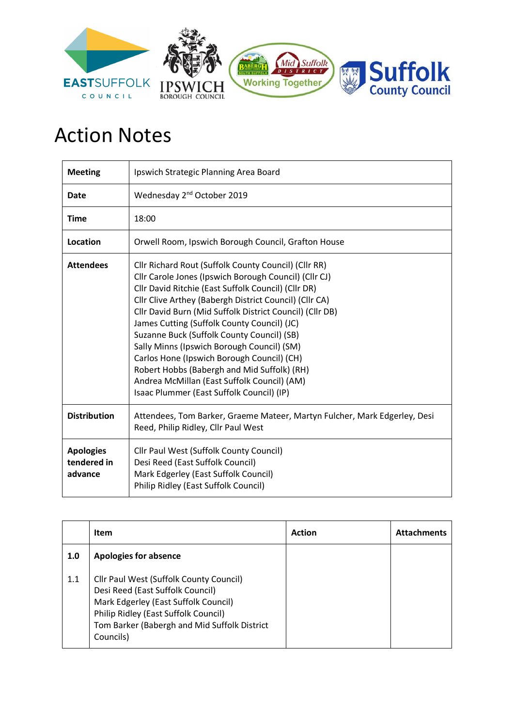# Action Notes

| | |
|---|---|
| **Meeting** | Ipswich Strategic Planning Area Board |
| **Date** | Wednesday 2nd October 2019 |
| **Time** | 18:00 |
| **Location** | Orwell Room, Ipswich Borough Council, Grafton House |
| **Attendees** | Cllr Richard Rout (Suffolk County Council) (Cllr RR)<br>Cllr Carole Jones (Ipswich Borough Council) (Cllr CJ)<br>Cllr David Ritchie (East Suffolk Council) (Cllr DR)<br>Cllr Clive Arthey (Babergh District Council) (Cllr CA)<br>Cllr David Burn (Mid Suffolk District Council) (Cllr DB)<br>James Cutting (Suffolk County Council) (JC)<br>Suzanne Buck (Suffolk County Council) (SB)<br>Sally Minns (Ipswich Borough Council) (SM)<br>Carlos Hone (Ipswich Borough Council) (CH)<br>Robert Hobbs (Babergh and Mid Suffolk) (RH)<br>Andrea McMillan (East Suffolk Council) (AM)<br>Isaac Plummer (East Suffolk Council) (IP) |
| **Distribution** | Attendees, Tom Barker, Graeme Mateer, Martyn Fulcher, Mark Edgerley, Desi Reed, Philip Ridley, Cllr Paul West |
| **Apologies tendered in advance** | Cllr Paul West (Suffolk County Council)<br>Desi Reed (East Suffolk Council)<br>Mark Edgerley (East Suffolk Council)<br>Philip Ridley (East Suffolk Council) |

| | Item | Action | Attachments |
|---|---|---|---|
| **1.0** | **Apologies for absence** | | |
| 1.1 | Cllr Paul West (Suffolk County Council)<br>Desi Reed (East Suffolk Council)<br>Mark Edgerley (East Suffolk Council)<br>Philip Ridley (East Suffolk Council)<br>Tom Barker (Babergh and Mid Suffolk District Councils) | | |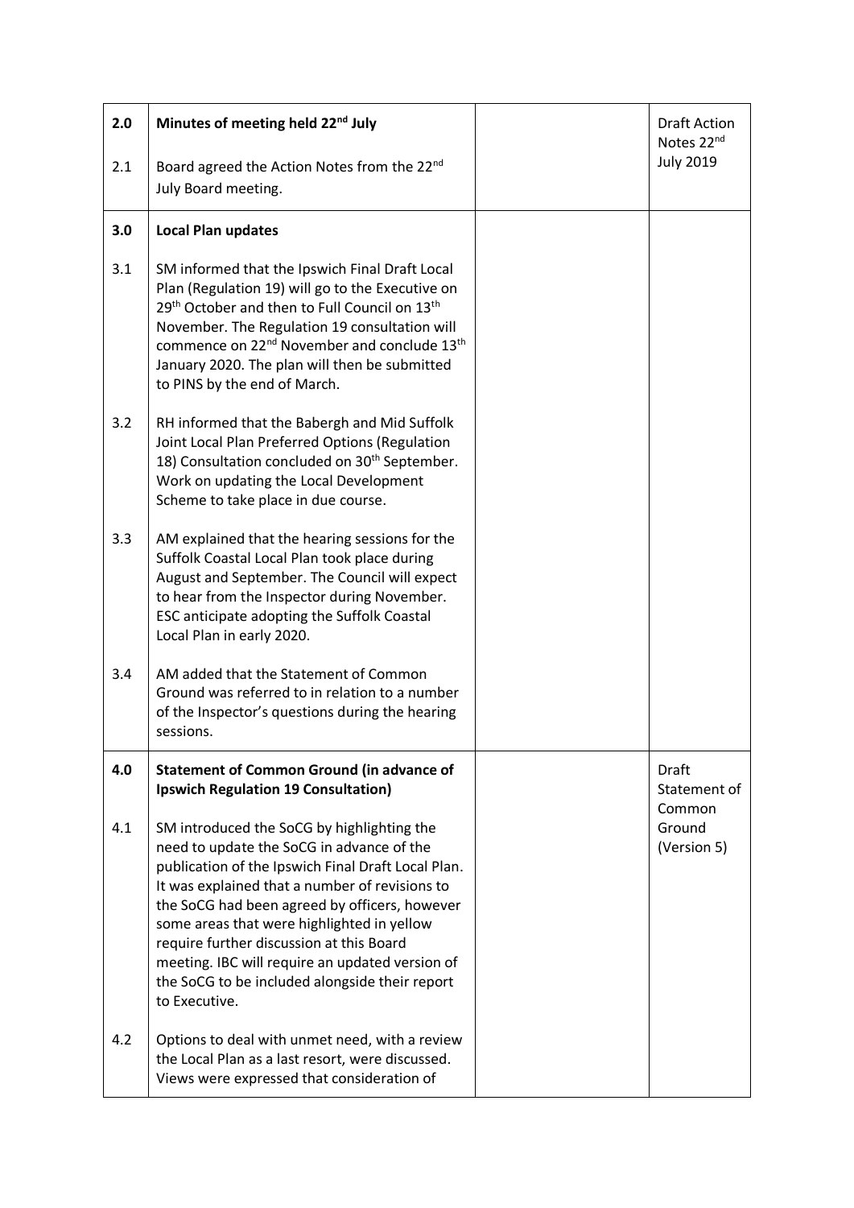| | | | |
|---|---|---|---|
| **2.0** | **Minutes of meeting held 22nd July** | | Draft Action Notes 22nd July 2019 |
| 2.1 | Board agreed the Action Notes from the 22nd July Board meeting. | | |
| **3.0** | **Local Plan updates** | | |
| 3.1 | SM informed that the Ipswich Final Draft Local Plan (Regulation 19) will go to the Executive on 29th October and then to Full Council on 13th November. The Regulation 19 consultation will commence on 22nd November and conclude 13th January 2020. The plan will then be submitted to PINS by the end of March. | | |
| 3.2 | RH informed that the Babergh and Mid Suffolk Joint Local Plan Preferred Options (Regulation 18) Consultation concluded on 30th September. Work on updating the Local Development Scheme to take place in due course. | | |
| 3.3 | AM explained that the hearing sessions for the Suffolk Coastal Local Plan took place during August and September. The Council will expect to hear from the Inspector during November. ESC anticipate adopting the Suffolk Coastal Local Plan in early 2020. | | |
| 3.4 | AM added that the Statement of Common Ground was referred to in relation to a number of the Inspector's questions during the hearing sessions. | | |
| **4.0** | **Statement of Common Ground (in advance of Ipswich Regulation 19 Consultation)** | | Draft Statement of Common Ground (Version 5) |
| 4.1 | SM introduced the SoCG by highlighting the need to update the SoCG in advance of the publication of the Ipswich Final Draft Local Plan. It was explained that a number of revisions to the SoCG had been agreed by officers, however some areas that were highlighted in yellow require further discussion at this Board meeting. IBC will require an updated version of the SoCG to be included alongside their report to Executive. | | |
| 4.2 | Options to deal with unmet need, with a review the Local Plan as a last resort, were discussed. Views were expressed that consideration of | | |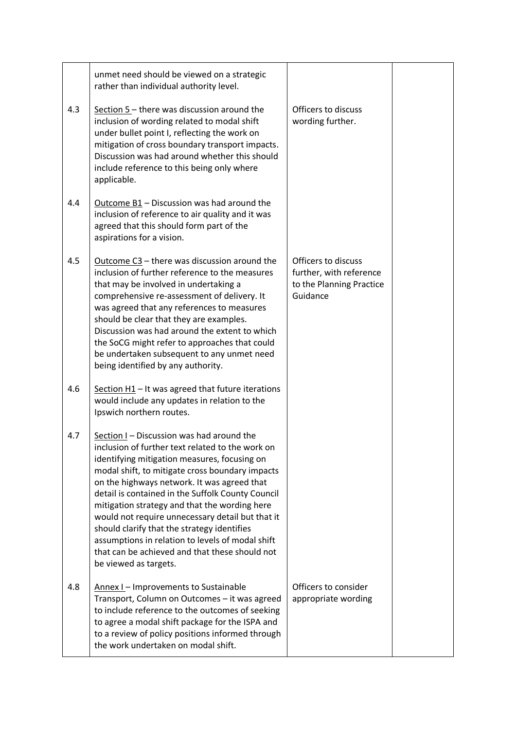| | | | |
|---|---|---|---|
| | unmet need should be viewed on a strategic rather than individual authority level. | | |
| 4.3 | Section 5 – there was discussion around the inclusion of wording related to modal shift under bullet point I, reflecting the work on mitigation of cross boundary transport impacts. Discussion was had around whether this should include reference to this being only where applicable. | Officers to discuss wording further. | |
| 4.4 | Outcome B1 – Discussion was had around the inclusion of reference to air quality and it was agreed that this should form part of the aspirations for a vision. | | |
| 4.5 | Outcome C3 – there was discussion around the inclusion of further reference to the measures that may be involved in undertaking a comprehensive re-assessment of delivery. It was agreed that any references to measures should be clear that they are examples. Discussion was had around the extent to which the SoCG might refer to approaches that could be undertaken subsequent to any unmet need being identified by any authority. | Officers to discuss further, with reference to the Planning Practice Guidance | |
| 4.6 | Section H1 – It was agreed that future iterations would include any updates in relation to the Ipswich northern routes. | | |
| 4.7 | Section I – Discussion was had around the inclusion of further text related to the work on identifying mitigation measures, focusing on modal shift, to mitigate cross boundary impacts on the highways network. It was agreed that detail is contained in the Suffolk County Council mitigation strategy and that the wording here would not require unnecessary detail but that it should clarify that the strategy identifies assumptions in relation to levels of modal shift that can be achieved and that these should not be viewed as targets. | | |
| 4.8 | Annex I – Improvements to Sustainable Transport, Column on Outcomes – it was agreed to include reference to the outcomes of seeking to agree a modal shift package for the ISPA and to a review of policy positions informed through the work undertaken on modal shift. | Officers to consider appropriate wording | |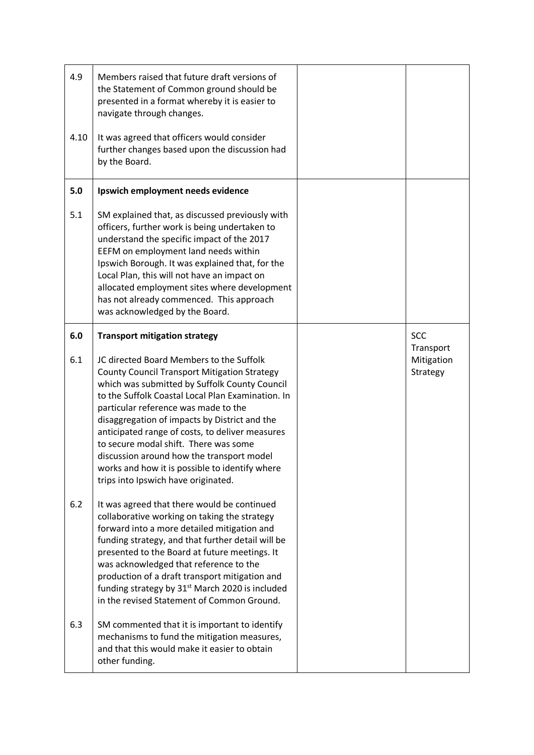| | | | |
|---|---|---|---|
| 4.9 | Members raised that future draft versions of the Statement of Common ground should be presented in a format whereby it is easier to navigate through changes. | | |
| 4.10 | It was agreed that officers would consider further changes based upon the discussion had by the Board. | | |
| **5.0** | **Ipswich employment needs evidence** | | |
| 5.1 | SM explained that, as discussed previously with officers, further work is being undertaken to understand the specific impact of the 2017 EEFM on employment land needs within Ipswich Borough. It was explained that, for the Local Plan, this will not have an impact on allocated employment sites where development has not already commenced. This approach was acknowledged by the Board. | | |
| **6.0** | **Transport mitigation strategy** | | SCC Transport Mitigation Strategy |
| 6.1 | JC directed Board Members to the Suffolk County Council Transport Mitigation Strategy which was submitted by Suffolk County Council to the Suffolk Coastal Local Plan Examination. In particular reference was made to the disaggregation of impacts by District and the anticipated range of costs, to deliver measures to secure modal shift. There was some discussion around how the transport model works and how it is possible to identify where trips into Ipswich have originated. | | |
| 6.2 | It was agreed that there would be continued collaborative working on taking the strategy forward into a more detailed mitigation and funding strategy, and that further detail will be presented to the Board at future meetings. It was acknowledged that reference to the production of a draft transport mitigation and funding strategy by 31st March 2020 is included in the revised Statement of Common Ground. | | |
| 6.3 | SM commented that it is important to identify mechanisms to fund the mitigation measures, and that this would make it easier to obtain other funding. | | |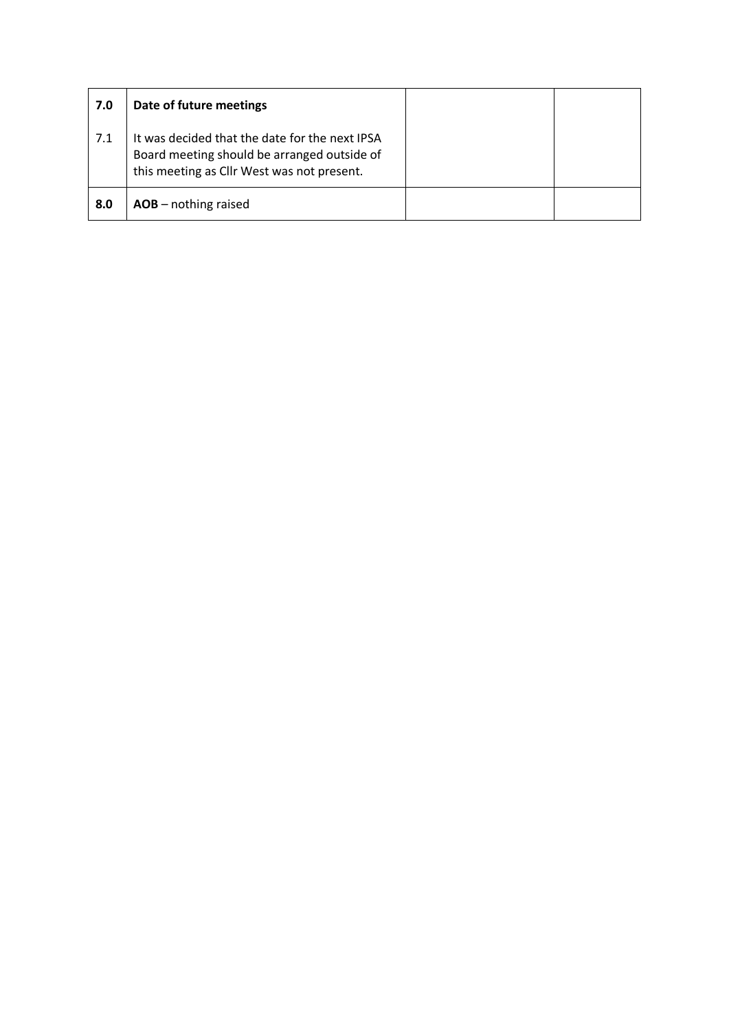| | | | |
|---|---|---|---|
| **7.0** | **Date of future meetings** | | |
| 7.1 | It was decided that the date for the next IPSA Board meeting should be arranged outside of this meeting as Cllr West was not present. | | |
| **8.0** | **AOB** – nothing raised | | |